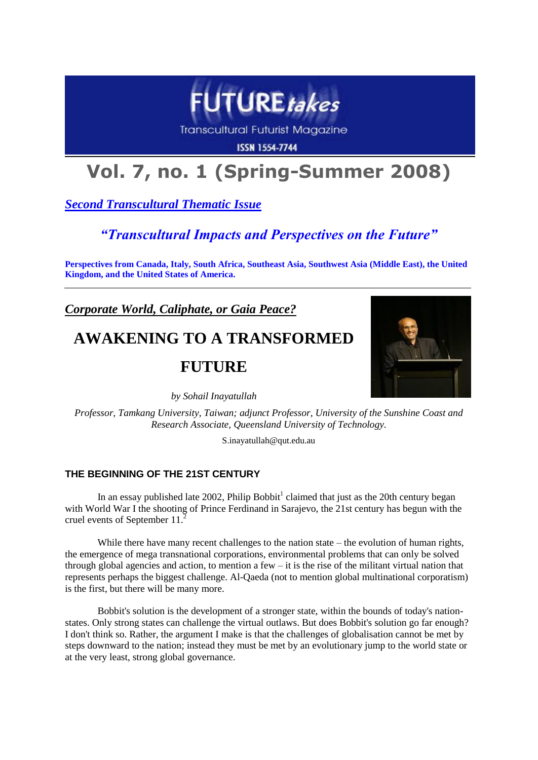# FUTURE *takes*

Transcultural Futurist Magazine

ISSN 1554-7744

## Vol. 7, no. 1 (Spring-Summer 2008)

***Second Transcultural Thematic Issue***

### *"Transcultural Impacts and Perspectives on the Future"*

**Perspectives from Canada, Italy, South Africa, Southeast Asia, Southwest Asia (Middle East), the United Kingdom, and the United States of America.**

---

***Corporate World, Caliphate, or Gaia Peace?***

# AWAKENING TO A TRANSFORMED FUTURE

*by Sohail Inayatullah*

*Professor, Tamkang University, Taiwan; adjunct Professor, University of the Sunshine Coast and Research Associate, Queensland University of Technology.*

S.inayatullah@qut.edu.au

### THE BEGINNING OF THE 21ST CENTURY

In an essay published late 2002, Philip Bobbit[1] claimed that just as the 20th century began with World War I the shooting of Prince Ferdinand in Sarajevo, the 21st century has begun with the cruel events of September 11.[2]

While there have many recent challenges to the nation state – the evolution of human rights, the emergence of mega transnational corporations, environmental problems that can only be solved through global agencies and action, to mention a few – it is the rise of the militant virtual nation that represents perhaps the biggest challenge. Al-Qaeda (not to mention global multinational corporatism) is the first, but there will be many more.

Bobbit's solution is the development of a stronger state, within the bounds of today's nation-states. Only strong states can challenge the virtual outlaws. But does Bobbit's solution go far enough? I don't think so. Rather, the argument I make is that the challenges of globalisation cannot be met by steps downward to the nation; instead they must be met by an evolutionary jump to the world state or at the very least, strong global governance.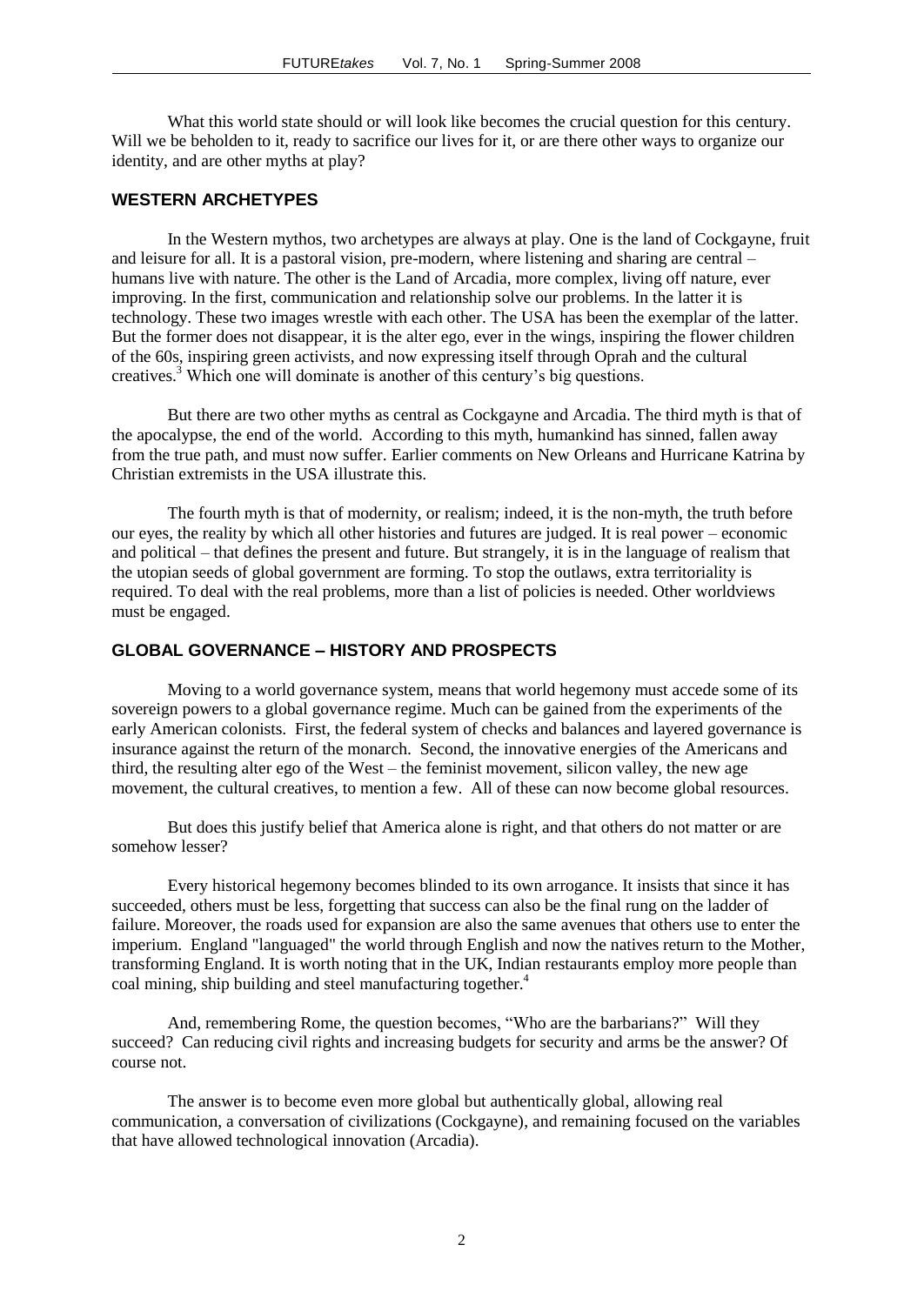What this world state should or will look like becomes the crucial question for this century. Will we be beholden to it, ready to sacrifice our lives for it, or are there other ways to organize our identity, and are other myths at play?

## WESTERN ARCHETYPES

In the Western mythos, two archetypes are always at play. One is the land of Cockgayne, fruit and leisure for all. It is a pastoral vision, pre-modern, where listening and sharing are central – humans live with nature. The other is the Land of Arcadia, more complex, living off nature, ever improving. In the first, communication and relationship solve our problems. In the latter it is technology. These two images wrestle with each other. The USA has been the exemplar of the latter. But the former does not disappear, it is the alter ego, ever in the wings, inspiring the flower children of the 60s, inspiring green activists, and now expressing itself through Oprah and the cultural creatives.[3] Which one will dominate is another of this century's big questions.

But there are two other myths as central as Cockgayne and Arcadia. The third myth is that of the apocalypse, the end of the world. According to this myth, humankind has sinned, fallen away from the true path, and must now suffer. Earlier comments on New Orleans and Hurricane Katrina by Christian extremists in the USA illustrate this.

The fourth myth is that of modernity, or realism; indeed, it is the non-myth, the truth before our eyes, the reality by which all other histories and futures are judged. It is real power – economic and political – that defines the present and future. But strangely, it is in the language of realism that the utopian seeds of global government are forming. To stop the outlaws, extra territoriality is required. To deal with the real problems, more than a list of policies is needed. Other worldviews must be engaged.

## GLOBAL GOVERNANCE – HISTORY AND PROSPECTS

Moving to a world governance system, means that world hegemony must accede some of its sovereign powers to a global governance regime. Much can be gained from the experiments of the early American colonists. First, the federal system of checks and balances and layered governance is insurance against the return of the monarch. Second, the innovative energies of the Americans and third, the resulting alter ego of the West – the feminist movement, silicon valley, the new age movement, the cultural creatives, to mention a few. All of these can now become global resources.

But does this justify belief that America alone is right, and that others do not matter or are somehow lesser?

Every historical hegemony becomes blinded to its own arrogance. It insists that since it has succeeded, others must be less, forgetting that success can also be the final rung on the ladder of failure. Moreover, the roads used for expansion are also the same avenues that others use to enter the imperium. England "languaged" the world through English and now the natives return to the Mother, transforming England. It is worth noting that in the UK, Indian restaurants employ more people than coal mining, ship building and steel manufacturing together.[4]

And, remembering Rome, the question becomes, "Who are the barbarians?" Will they succeed? Can reducing civil rights and increasing budgets for security and arms be the answer? Of course not.

The answer is to become even more global but authentically global, allowing real communication, a conversation of civilizations (Cockgayne), and remaining focused on the variables that have allowed technological innovation (Arcadia).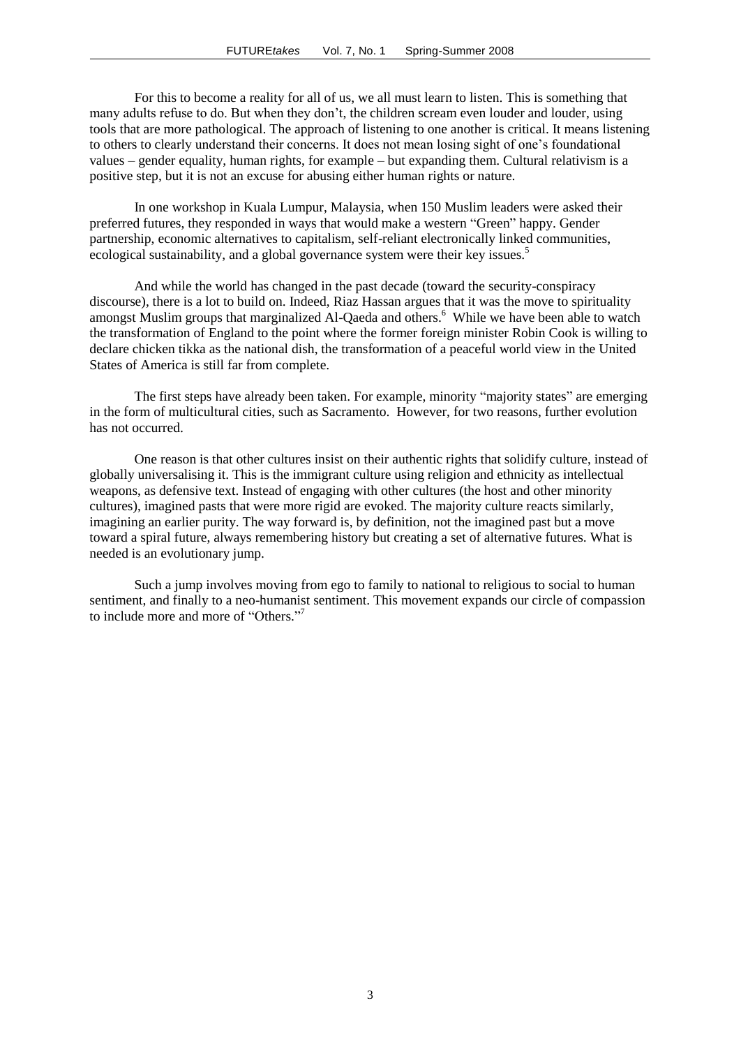For this to become a reality for all of us, we all must learn to listen. This is something that many adults refuse to do. But when they don't, the children scream even louder and louder, using tools that are more pathological. The approach of listening to one another is critical. It means listening to others to clearly understand their concerns. It does not mean losing sight of one's foundational values – gender equality, human rights, for example – but expanding them. Cultural relativism is a positive step, but it is not an excuse for abusing either human rights or nature.

In one workshop in Kuala Lumpur, Malaysia, when 150 Muslim leaders were asked their preferred futures, they responded in ways that would make a western "Green" happy. Gender partnership, economic alternatives to capitalism, self-reliant electronically linked communities, ecological sustainability, and a global governance system were their key issues.[5]

And while the world has changed in the past decade (toward the security-conspiracy discourse), there is a lot to build on. Indeed, Riaz Hassan argues that it was the move to spirituality amongst Muslim groups that marginalized Al-Qaeda and others.[6] While we have been able to watch the transformation of England to the point where the former foreign minister Robin Cook is willing to declare chicken tikka as the national dish, the transformation of a peaceful world view in the United States of America is still far from complete.

The first steps have already been taken. For example, minority "majority states" are emerging in the form of multicultural cities, such as Sacramento. However, for two reasons, further evolution has not occurred.

One reason is that other cultures insist on their authentic rights that solidify culture, instead of globally universalising it. This is the immigrant culture using religion and ethnicity as intellectual weapons, as defensive text. Instead of engaging with other cultures (the host and other minority cultures), imagined pasts that were more rigid are evoked. The majority culture reacts similarly, imagining an earlier purity. The way forward is, by definition, not the imagined past but a move toward a spiral future, always remembering history but creating a set of alternative futures. What is needed is an evolutionary jump.

Such a jump involves moving from ego to family to national to religious to social to human sentiment, and finally to a neo-humanist sentiment. This movement expands our circle of compassion to include more and more of "Others."[7]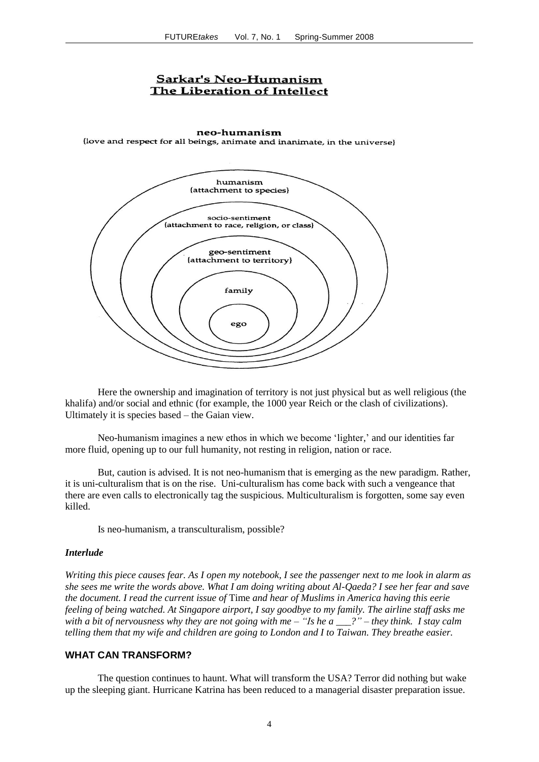## Sarkar's Neo-Humanism
## The Liberation of Intellect

**neo-humanism**
{love and respect for all beings, animate and inanimate, in the universe}

humanism
{attachment to species}

socio-sentiment
{attachment to race, religion, or class}

geo-sentiment
{attachment to territory}

family

ego

Here the ownership and imagination of territory is not just physical but as well religious (the khalifa) and/or social and ethnic (for example, the 1000 year Reich or the clash of civilizations). Ultimately it is species based – the Gaian view.

Neo-humanism imagines a new ethos in which we become 'lighter,' and our identities far more fluid, opening up to our full humanity, not resting in religion, nation or race.

But, caution is advised. It is not neo-humanism that is emerging as the new paradigm. Rather, it is uni-culturalism that is on the rise. Uni-culturalism has come back with such a vengeance that there are even calls to electronically tag the suspicious. Multiculturalism is forgotten, some say even killed.

Is neo-humanism, a transculturalism, possible?

### *Interlude*

*Writing this piece causes fear. As I open my notebook, I see the passenger next to me look in alarm as she sees me write the words above. What I am doing writing about Al-Qaeda? I see her fear and save the document. I read the current issue of* Time *and hear of Muslims in America having this eerie feeling of being watched. At Singapore airport, I say goodbye to my family. The airline staff asks me with a bit of nervousness why they are not going with me – "Is he a ___?" – they think. I stay calm telling them that my wife and children are going to London and I to Taiwan. They breathe easier.*

## WHAT CAN TRANSFORM?

The question continues to haunt. What will transform the USA? Terror did nothing but wake up the sleeping giant. Hurricane Katrina has been reduced to a managerial disaster preparation issue.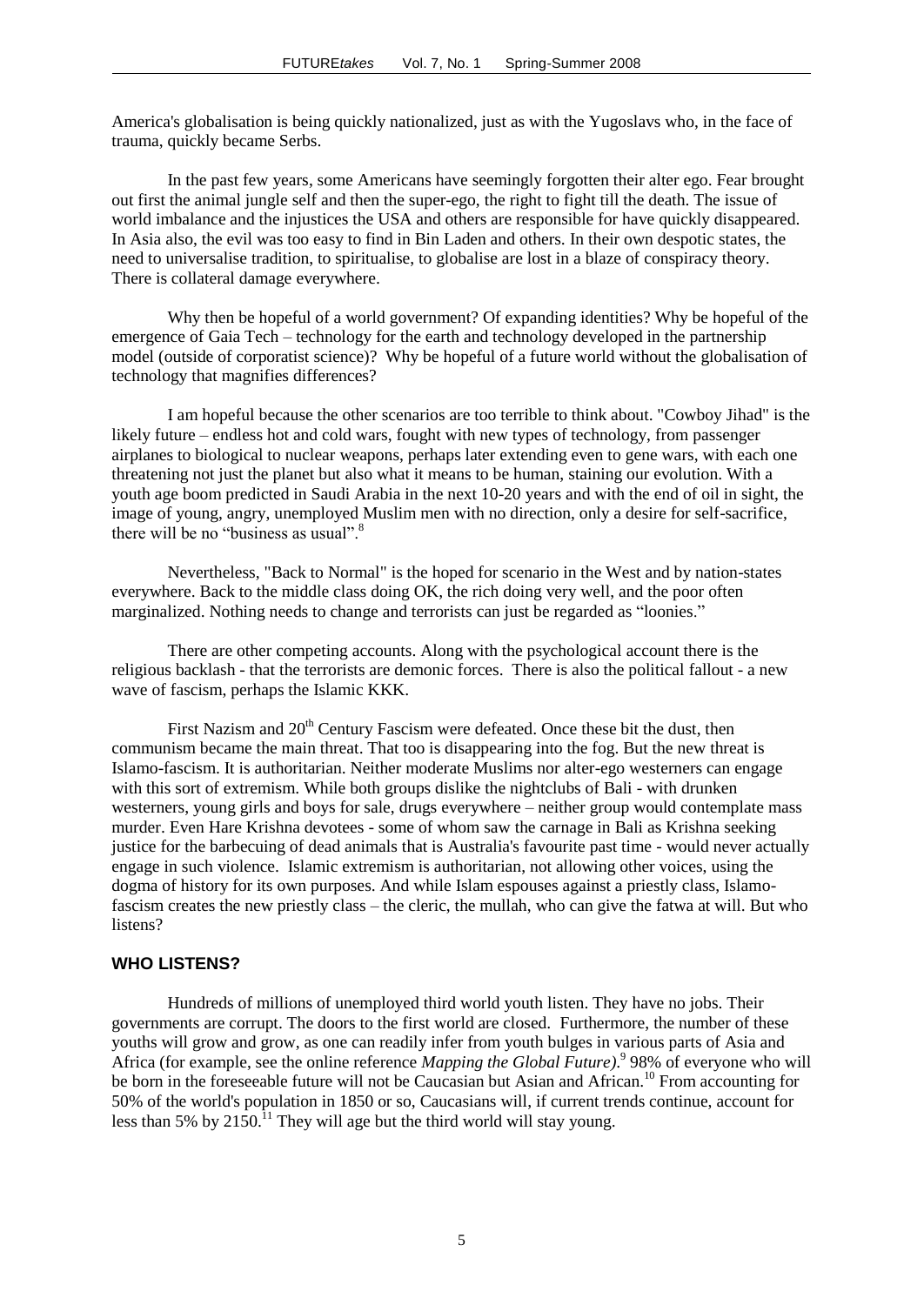America's globalisation is being quickly nationalized, just as with the Yugoslavs who, in the face of trauma, quickly became Serbs.

In the past few years, some Americans have seemingly forgotten their alter ego. Fear brought out first the animal jungle self and then the super-ego, the right to fight till the death. The issue of world imbalance and the injustices the USA and others are responsible for have quickly disappeared. In Asia also, the evil was too easy to find in Bin Laden and others. In their own despotic states, the need to universalise tradition, to spiritualise, to globalise are lost in a blaze of conspiracy theory. There is collateral damage everywhere.

Why then be hopeful of a world government? Of expanding identities? Why be hopeful of the emergence of Gaia Tech – technology for the earth and technology developed in the partnership model (outside of corporatist science)? Why be hopeful of a future world without the globalisation of technology that magnifies differences?

I am hopeful because the other scenarios are too terrible to think about. "Cowboy Jihad" is the likely future – endless hot and cold wars, fought with new types of technology, from passenger airplanes to biological to nuclear weapons, perhaps later extending even to gene wars, with each one threatening not just the planet but also what it means to be human, staining our evolution. With a youth age boom predicted in Saudi Arabia in the next 10-20 years and with the end of oil in sight, the image of young, angry, unemployed Muslim men with no direction, only a desire for self-sacrifice, there will be no "business as usual".[8]

Nevertheless, "Back to Normal" is the hoped for scenario in the West and by nation-states everywhere. Back to the middle class doing OK, the rich doing very well, and the poor often marginalized. Nothing needs to change and terrorists can just be regarded as "loonies."

There are other competing accounts. Along with the psychological account there is the religious backlash - that the terrorists are demonic forces. There is also the political fallout - a new wave of fascism, perhaps the Islamic KKK.

First Nazism and 20th Century Fascism were defeated. Once these bit the dust, then communism became the main threat. That too is disappearing into the fog. But the new threat is Islamo-fascism. It is authoritarian. Neither moderate Muslims nor alter-ego westerners can engage with this sort of extremism. While both groups dislike the nightclubs of Bali - with drunken westerners, young girls and boys for sale, drugs everywhere – neither group would contemplate mass murder. Even Hare Krishna devotees - some of whom saw the carnage in Bali as Krishna seeking justice for the barbecuing of dead animals that is Australia's favourite past time - would never actually engage in such violence. Islamic extremism is authoritarian, not allowing other voices, using the dogma of history for its own purposes. And while Islam espouses against a priestly class, Islamo-fascism creates the new priestly class – the cleric, the mullah, who can give the fatwa at will. But who listens?

## WHO LISTENS?

Hundreds of millions of unemployed third world youth listen. They have no jobs. Their governments are corrupt. The doors to the first world are closed. Furthermore, the number of these youths will grow and grow, as one can readily infer from youth bulges in various parts of Asia and Africa (for example, see the online reference *Mapping the Global Future)*.[9] 98% of everyone who will be born in the foreseeable future will not be Caucasian but Asian and African.[10] From accounting for 50% of the world's population in 1850 or so, Caucasians will, if current trends continue, account for less than 5% by 2150.[11] They will age but the third world will stay young.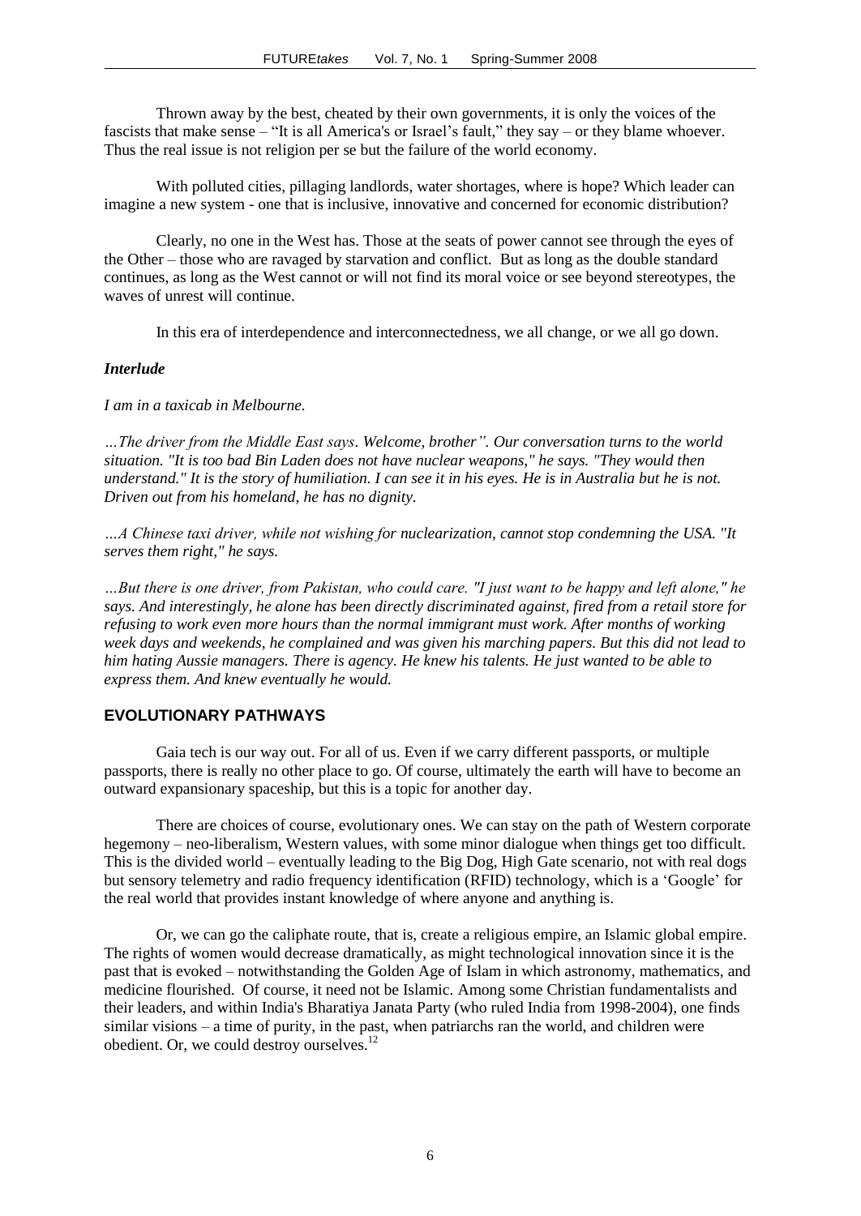Thrown away by the best, cheated by their own governments, it is only the voices of the fascists that make sense – "It is all America's or Israel's fault," they say – or they blame whoever. Thus the real issue is not religion per se but the failure of the world economy.

With polluted cities, pillaging landlords, water shortages, where is hope? Which leader can imagine a new system - one that is inclusive, innovative and concerned for economic distribution?

Clearly, no one in the West has. Those at the seats of power cannot see through the eyes of the Other – those who are ravaged by starvation and conflict. But as long as the double standard continues, as long as the West cannot or will not find its moral voice or see beyond stereotypes, the waves of unrest will continue.

In this era of interdependence and interconnectedness, we all change, or we all go down.

### *Interlude*

*I am in a taxicab in Melbourne.*

*…The driver from the Middle East says. Welcome, brother". Our conversation turns to the world situation. "It is too bad Bin Laden does not have nuclear weapons," he says. "They would then understand." It is the story of humiliation. I can see it in his eyes. He is in Australia but he is not. Driven out from his homeland, he has no dignity.*

*…A Chinese taxi driver, while not wishing for nuclearization, cannot stop condemning the USA. "It serves them right," he says.*

*…But there is one driver, from Pakistan, who could care. "I just want to be happy and left alone," he says. And interestingly, he alone has been directly discriminated against, fired from a retail store for refusing to work even more hours than the normal immigrant must work. After months of working week days and weekends, he complained and was given his marching papers. But this did not lead to him hating Aussie managers. There is agency. He knew his talents. He just wanted to be able to express them. And knew eventually he would.*

## EVOLUTIONARY PATHWAYS

Gaia tech is our way out. For all of us. Even if we carry different passports, or multiple passports, there is really no other place to go. Of course, ultimately the earth will have to become an outward expansionary spaceship, but this is a topic for another day.

There are choices of course, evolutionary ones. We can stay on the path of Western corporate hegemony – neo-liberalism, Western values, with some minor dialogue when things get too difficult. This is the divided world – eventually leading to the Big Dog, High Gate scenario, not with real dogs but sensory telemetry and radio frequency identification (RFID) technology, which is a 'Google' for the real world that provides instant knowledge of where anyone and anything is.

Or, we can go the caliphate route, that is, create a religious empire, an Islamic global empire. The rights of women would decrease dramatically, as might technological innovation since it is the past that is evoked – notwithstanding the Golden Age of Islam in which astronomy, mathematics, and medicine flourished. Of course, it need not be Islamic. Among some Christian fundamentalists and their leaders, and within India's Bharatiya Janata Party (who ruled India from 1998-2004), one finds similar visions – a time of purity, in the past, when patriarchs ran the world, and children were obedient. Or, we could destroy ourselves.[12]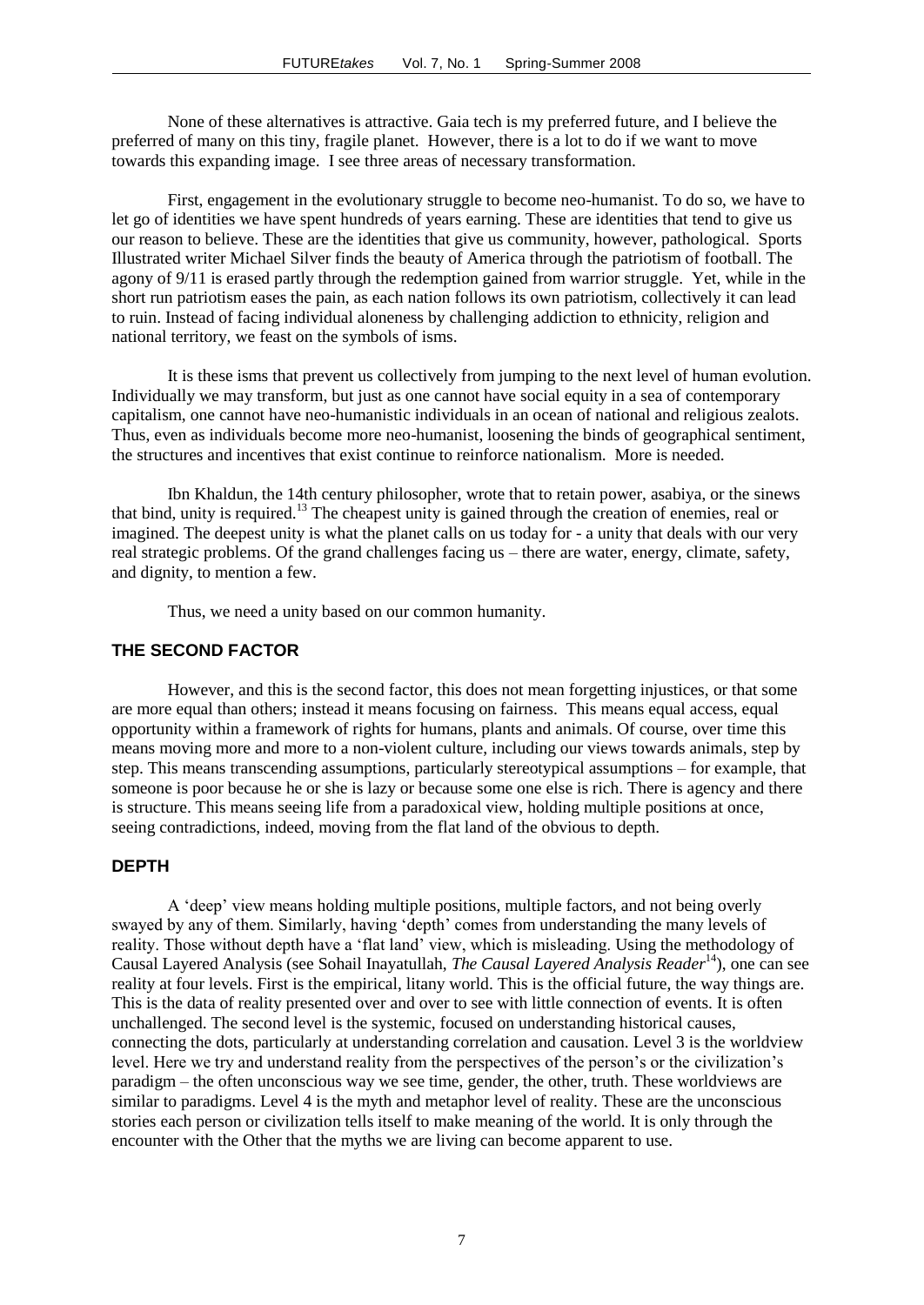None of these alternatives is attractive. Gaia tech is my preferred future, and I believe the preferred of many on this tiny, fragile planet. However, there is a lot to do if we want to move towards this expanding image. I see three areas of necessary transformation.

First, engagement in the evolutionary struggle to become neo-humanist. To do so, we have to let go of identities we have spent hundreds of years earning. These are identities that tend to give us our reason to believe. These are the identities that give us community, however, pathological. Sports Illustrated writer Michael Silver finds the beauty of America through the patriotism of football. The agony of 9/11 is erased partly through the redemption gained from warrior struggle. Yet, while in the short run patriotism eases the pain, as each nation follows its own patriotism, collectively it can lead to ruin. Instead of facing individual aloneness by challenging addiction to ethnicity, religion and national territory, we feast on the symbols of isms.

It is these isms that prevent us collectively from jumping to the next level of human evolution. Individually we may transform, but just as one cannot have social equity in a sea of contemporary capitalism, one cannot have neo-humanistic individuals in an ocean of national and religious zealots. Thus, even as individuals become more neo-humanist, loosening the binds of geographical sentiment, the structures and incentives that exist continue to reinforce nationalism. More is needed.

Ibn Khaldun, the 14th century philosopher, wrote that to retain power, asabiya, or the sinews that bind, unity is required.[13] The cheapest unity is gained through the creation of enemies, real or imagined. The deepest unity is what the planet calls on us today for - a unity that deals with our very real strategic problems. Of the grand challenges facing us – there are water, energy, climate, safety, and dignity, to mention a few.

Thus, we need a unity based on our common humanity.

## THE SECOND FACTOR

However, and this is the second factor, this does not mean forgetting injustices, or that some are more equal than others; instead it means focusing on fairness. This means equal access, equal opportunity within a framework of rights for humans, plants and animals. Of course, over time this means moving more and more to a non-violent culture, including our views towards animals, step by step. This means transcending assumptions, particularly stereotypical assumptions – for example, that someone is poor because he or she is lazy or because some one else is rich. There is agency and there is structure. This means seeing life from a paradoxical view, holding multiple positions at once, seeing contradictions, indeed, moving from the flat land of the obvious to depth.

## DEPTH

A 'deep' view means holding multiple positions, multiple factors, and not being overly swayed by any of them. Similarly, having 'depth' comes from understanding the many levels of reality. Those without depth have a 'flat land' view, which is misleading. Using the methodology of Causal Layered Analysis (see Sohail Inayatullah, *The Causal Layered Analysis Reader*[14]), one can see reality at four levels. First is the empirical, litany world. This is the official future, the way things are. This is the data of reality presented over and over to see with little connection of events. It is often unchallenged. The second level is the systemic, focused on understanding historical causes, connecting the dots, particularly at understanding correlation and causation. Level 3 is the worldview level. Here we try and understand reality from the perspectives of the person's or the civilization's paradigm – the often unconscious way we see time, gender, the other, truth. These worldviews are similar to paradigms. Level 4 is the myth and metaphor level of reality. These are the unconscious stories each person or civilization tells itself to make meaning of the world. It is only through the encounter with the Other that the myths we are living can become apparent to use.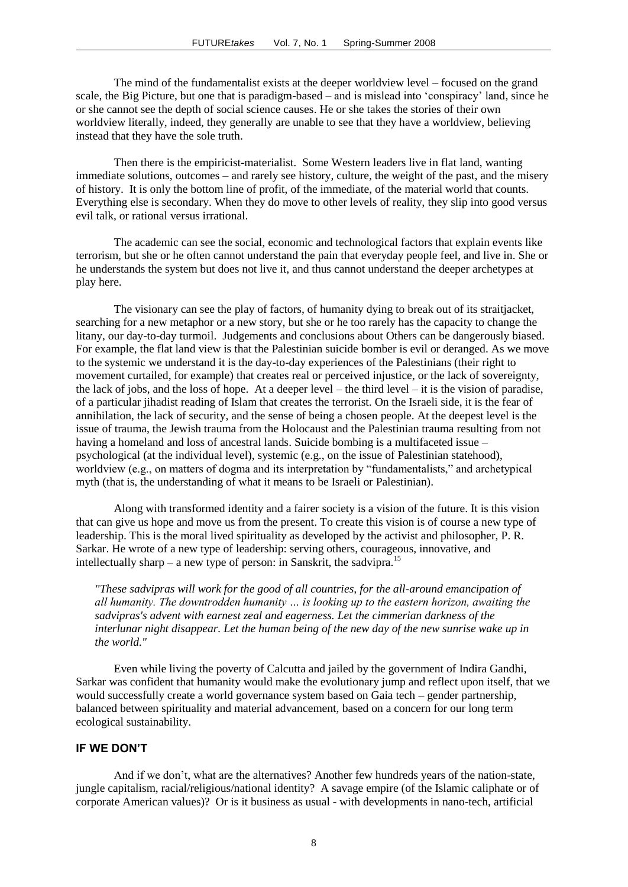The mind of the fundamentalist exists at the deeper worldview level – focused on the grand scale, the Big Picture, but one that is paradigm-based – and is mislead into 'conspiracy' land, since he or she cannot see the depth of social science causes. He or she takes the stories of their own worldview literally, indeed, they generally are unable to see that they have a worldview, believing instead that they have the sole truth.

Then there is the empiricist-materialist. Some Western leaders live in flat land, wanting immediate solutions, outcomes – and rarely see history, culture, the weight of the past, and the misery of history. It is only the bottom line of profit, of the immediate, of the material world that counts. Everything else is secondary. When they do move to other levels of reality, they slip into good versus evil talk, or rational versus irrational.

The academic can see the social, economic and technological factors that explain events like terrorism, but she or he often cannot understand the pain that everyday people feel, and live in. She or he understands the system but does not live it, and thus cannot understand the deeper archetypes at play here.

The visionary can see the play of factors, of humanity dying to break out of its straitjacket, searching for a new metaphor or a new story, but she or he too rarely has the capacity to change the litany, our day-to-day turmoil. Judgements and conclusions about Others can be dangerously biased. For example, the flat land view is that the Palestinian suicide bomber is evil or deranged. As we move to the systemic we understand it is the day-to-day experiences of the Palestinians (their right to movement curtailed, for example) that creates real or perceived injustice, or the lack of sovereignty, the lack of jobs, and the loss of hope. At a deeper level – the third level – it is the vision of paradise, of a particular jihadist reading of Islam that creates the terrorist. On the Israeli side, it is the fear of annihilation, the lack of security, and the sense of being a chosen people. At the deepest level is the issue of trauma, the Jewish trauma from the Holocaust and the Palestinian trauma resulting from not having a homeland and loss of ancestral lands. Suicide bombing is a multifaceted issue – psychological (at the individual level), systemic (e.g., on the issue of Palestinian statehood), worldview (e.g., on matters of dogma and its interpretation by "fundamentalists," and archetypical myth (that is, the understanding of what it means to be Israeli or Palestinian).

Along with transformed identity and a fairer society is a vision of the future. It is this vision that can give us hope and move us from the present. To create this vision is of course a new type of leadership. This is the moral lived spirituality as developed by the activist and philosopher, P. R. Sarkar. He wrote of a new type of leadership: serving others, courageous, innovative, and intellectually sharp – a new type of person: in Sanskrit, the sadvipra.[15]

> *"These sadvipras will work for the good of all countries, for the all-around emancipation of all humanity. The downtrodden humanity … is looking up to the eastern horizon, awaiting the sadvipras's advent with earnest zeal and eagerness. Let the cimmerian darkness of the interlunar night disappear. Let the human being of the new day of the new sunrise wake up in the world."*

Even while living the poverty of Calcutta and jailed by the government of Indira Gandhi, Sarkar was confident that humanity would make the evolutionary jump and reflect upon itself, that we would successfully create a world governance system based on Gaia tech – gender partnership, balanced between spirituality and material advancement, based on a concern for our long term ecological sustainability.

## IF WE DON'T

And if we don't, what are the alternatives? Another few hundreds years of the nation-state, jungle capitalism, racial/religious/national identity? A savage empire (of the Islamic caliphate or of corporate American values)? Or is it business as usual - with developments in nano-tech, artificial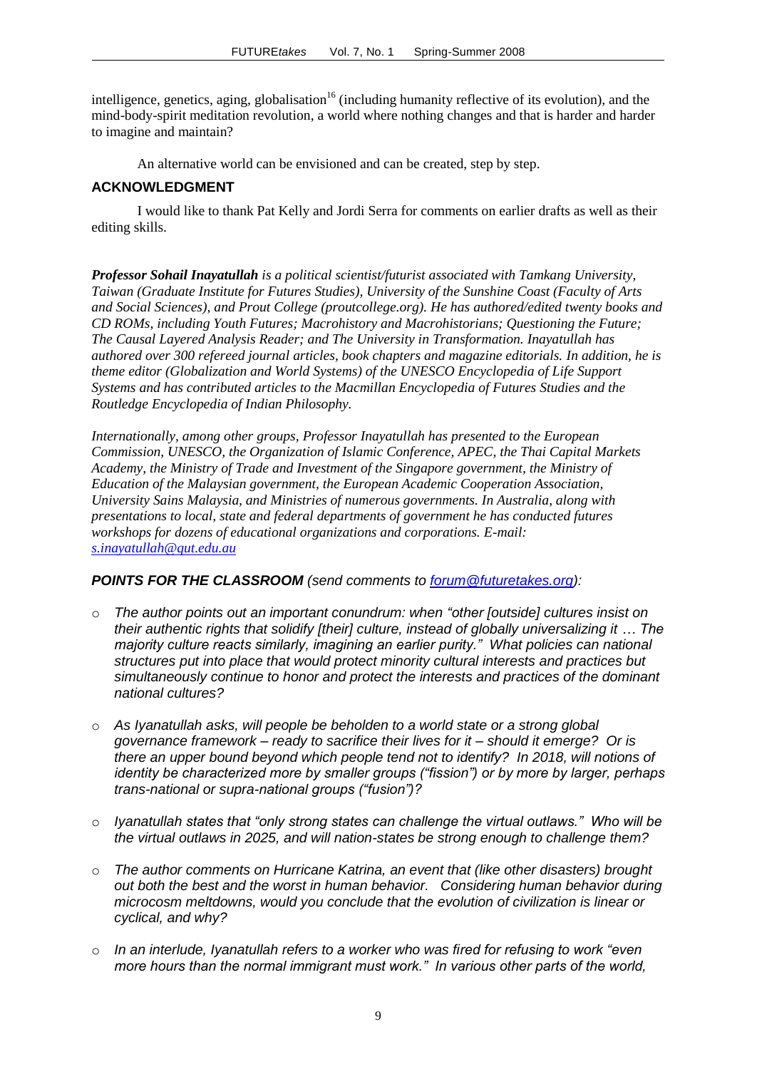intelligence, genetics, aging, globalisation[16] (including humanity reflective of its evolution), and the mind-body-spirit meditation revolution, a world where nothing changes and that is harder and harder to imagine and maintain?

An alternative world can be envisioned and can be created, step by step.

## ACKNOWLEDGMENT

I would like to thank Pat Kelly and Jordi Serra for comments on earlier drafts as well as their editing skills.

***Professor Sohail Inayatullah** is a political scientist/futurist associated with Tamkang University, Taiwan (Graduate Institute for Futures Studies), University of the Sunshine Coast (Faculty of Arts and Social Sciences), and Prout College (proutcollege.org). He has authored/edited twenty books and CD ROMs, including Youth Futures; Macrohistory and Macrohistorians; Questioning the Future; The Causal Layered Analysis Reader; and The University in Transformation. Inayatullah has authored over 300 refereed journal articles, book chapters and magazine editorials. In addition, he is theme editor (Globalization and World Systems) of the UNESCO Encyclopedia of Life Support Systems and has contributed articles to the Macmillan Encyclopedia of Futures Studies and the Routledge Encyclopedia of Indian Philosophy.*

*Internationally, among other groups, Professor Inayatullah has presented to the European Commission, UNESCO, the Organization of Islamic Conference, APEC, the Thai Capital Markets Academy, the Ministry of Trade and Investment of the Singapore government, the Ministry of Education of the Malaysian government, the European Academic Cooperation Association, University Sains Malaysia, and Ministries of numerous governments. In Australia, along with presentations to local, state and federal departments of government he has conducted futures workshops for dozens of educational organizations and corporations. E-mail: s.inayatullah@qut.edu.au*

***POINTS FOR THE CLASSROOM** (send comments to forum@futuretakes.org):*

- *The author points out an important conundrum: when "other [outside] cultures insist on their authentic rights that solidify [their] culture, instead of globally universalizing it … The majority culture reacts similarly, imagining an earlier purity." What policies can national structures put into place that would protect minority cultural interests and practices but simultaneously continue to honor and protect the interests and practices of the dominant national cultures?*
- *As Iyanatullah asks, will people be beholden to a world state or a strong global governance framework – ready to sacrifice their lives for it – should it emerge? Or is there an upper bound beyond which people tend not to identify? In 2018, will notions of identity be characterized more by smaller groups ("fission") or by more by larger, perhaps trans-national or supra-national groups ("fusion")?*
- *Iyanatullah states that "only strong states can challenge the virtual outlaws." Who will be the virtual outlaws in 2025, and will nation-states be strong enough to challenge them?*
- *The author comments on Hurricane Katrina, an event that (like other disasters) brought out both the best and the worst in human behavior. Considering human behavior during microcosm meltdowns, would you conclude that the evolution of civilization is linear or cyclical, and why?*
- *In an interlude, Iyanatullah refers to a worker who was fired for refusing to work "even more hours than the normal immigrant must work." In various other parts of the world,*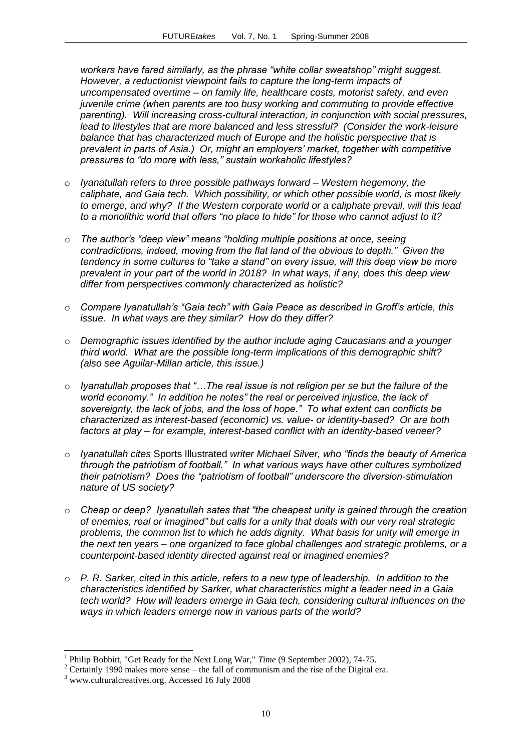*workers have fared similarly, as the phrase "white collar sweatshop" might suggest. However, a reductionist viewpoint fails to capture the long-term impacts of uncompensated overtime – on family life, healthcare costs, motorist safety, and even juvenile crime (when parents are too busy working and commuting to provide effective parenting). Will increasing cross-cultural interaction, in conjunction with social pressures, lead to lifestyles that are more balanced and less stressful? (Consider the work-leisure balance that has characterized much of Europe and the holistic perspective that is prevalent in parts of Asia.) Or, might an employers' market, together with competitive pressures to "do more with less," sustain workaholic lifestyles?*

- *Iyanatullah refers to three possible pathways forward – Western hegemony, the caliphate, and Gaia tech. Which possibility, or which other possible world, is most likely to emerge, and why? If the Western corporate world or a caliphate prevail, will this lead to a monolithic world that offers "no place to hide" for those who cannot adjust to it?*

- *The author's "deep view" means "holding multiple positions at once, seeing contradictions, indeed, moving from the flat land of the obvious to depth." Given the tendency in some cultures to "take a stand" on every issue, will this deep view be more prevalent in your part of the world in 2018? In what ways, if any, does this deep view differ from perspectives commonly characterized as holistic?*

- *Compare Iyanatullah's "Gaia tech" with Gaia Peace as described in Groff's article, this issue. In what ways are they similar? How do they differ?*

- *Demographic issues identified by the author include aging Caucasians and a younger third world. What are the possible long-term implications of this demographic shift? (also see Aguilar-Millan article, this issue.)*

- *Iyanatullah proposes that "…The real issue is not religion per se but the failure of the world economy." In addition he notes" the real or perceived injustice, the lack of sovereignty, the lack of jobs, and the loss of hope." To what extent can conflicts be characterized as interest-based (economic) vs. value- or identity-based? Or are both factors at play – for example, interest-based conflict with an identity-based veneer?*

- *Iyanatullah cites* Sports Illustrated *writer Michael Silver, who "finds the beauty of America through the patriotism of football." In what various ways have other cultures symbolized their patriotism? Does the "patriotism of football" underscore the diversion-stimulation nature of US society?*

- *Cheap or deep? Iyanatullah sates that "the cheapest unity is gained through the creation of enemies, real or imagined" but calls for a unity that deals with our very real strategic problems, the common list to which he adds dignity. What basis for unity will emerge in the next ten years – one organized to face global challenges and strategic problems, or a counterpoint-based identity directed against real or imagined enemies?*

- *P. R. Sarker, cited in this article, refers to a new type of leadership. In addition to the characteristics identified by Sarker, what characteristics might a leader need in a Gaia tech world? How will leaders emerge in Gaia tech, considering cultural influences on the ways in which leaders emerge now in various parts of the world?*

---

[1] Philip Bobbitt, "Get Ready for the Next Long War," *Time* (9 September 2002), 74-75.

[2] Certainly 1990 makes more sense – the fall of communism and the rise of the Digital era.

[3] www.culturalcreatives.org. Accessed 16 July 2008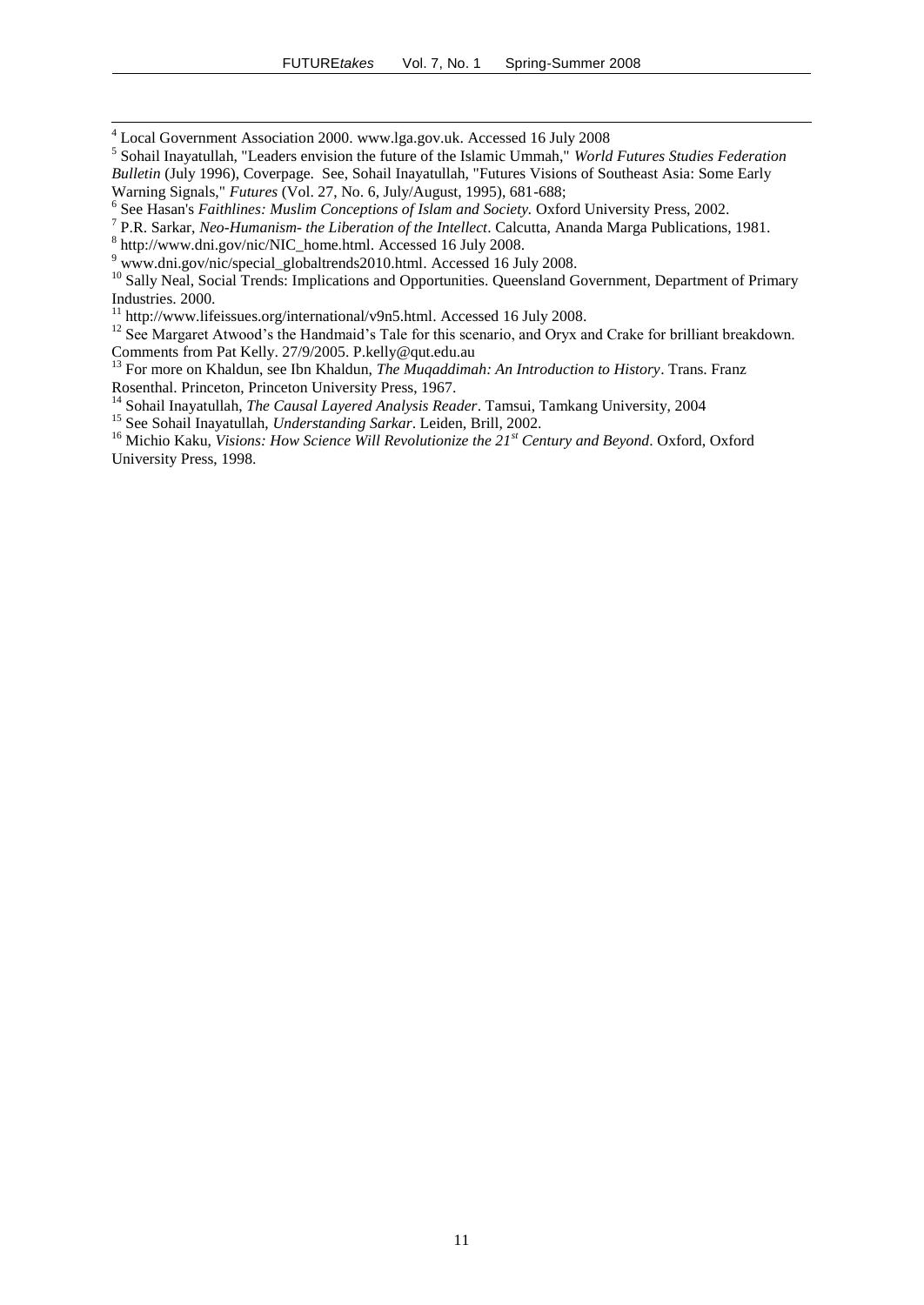[4] Local Government Association 2000. www.lga.gov.uk. Accessed 16 July 2008

[5] Sohail Inayatullah, "Leaders envision the future of the Islamic Ummah," *World Futures Studies Federation Bulletin* (July 1996), Coverpage. See, Sohail Inayatullah, "Futures Visions of Southeast Asia: Some Early Warning Signals," *Futures* (Vol. 27, No. 6, July/August, 1995), 681-688;

[6] See Hasan's *Faithlines: Muslim Conceptions of Islam and Society.* Oxford University Press, 2002.

[7] P.R. Sarkar, *Neo-Humanism- the Liberation of the Intellect*. Calcutta, Ananda Marga Publications, 1981.

[8] http://www.dni.gov/nic/NIC_home.html. Accessed 16 July 2008.

[9] www.dni.gov/nic/special_globaltrends2010.html. Accessed 16 July 2008.

[10] Sally Neal, Social Trends: Implications and Opportunities. Queensland Government, Department of Primary Industries. 2000.

[11] http://www.lifeissues.org/international/v9n5.html. Accessed 16 July 2008.

[12] See Margaret Atwood's the Handmaid's Tale for this scenario, and Oryx and Crake for brilliant breakdown. Comments from Pat Kelly. 27/9/2005. P.kelly@qut.edu.au

[13] For more on Khaldun, see Ibn Khaldun, *The Muqaddimah: An Introduction to History*. Trans. Franz Rosenthal. Princeton, Princeton University Press, 1967.

[14] Sohail Inayatullah, *The Causal Layered Analysis Reader*. Tamsui, Tamkang University, 2004

[15] See Sohail Inayatullah, *Understanding Sarkar*. Leiden, Brill, 2002.

[16] Michio Kaku, *Visions: How Science Will Revolutionize the 21st Century and Beyond*. Oxford, Oxford University Press, 1998.